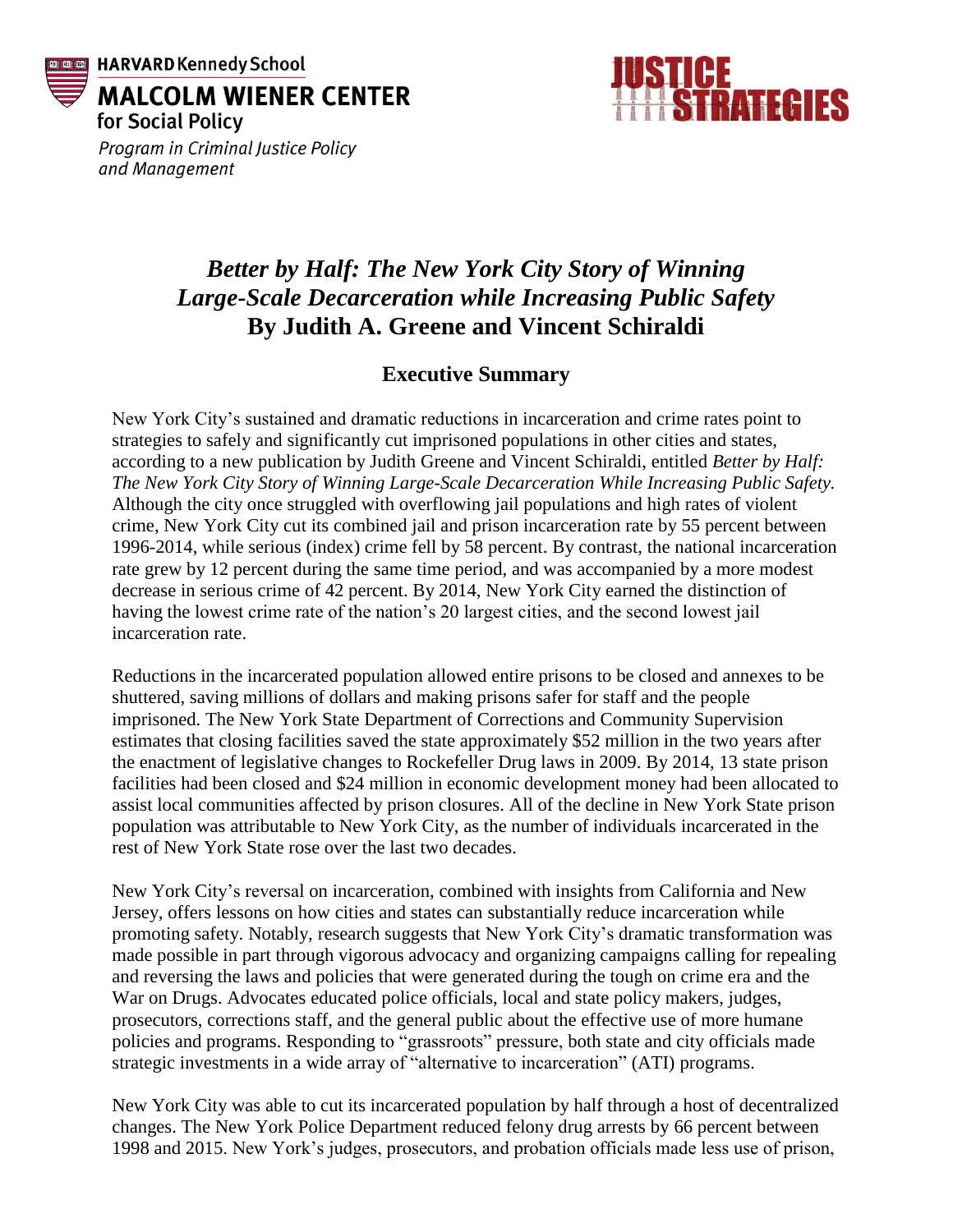HARVARD Kennedy School
**MALCOLM WIENER CENTER**
for Social Policy
*Program in Criminal Justice Policy and Management*

**JUSTICE STRATEGIES**

# *Better by Half: The New York City Story of Winning Large-Scale Decarceration while Increasing Public Safety*
# By Judith A. Greene and Vincent Schiraldi

## Executive Summary

New York City's sustained and dramatic reductions in incarceration and crime rates point to strategies to safely and significantly cut imprisoned populations in other cities and states, according to a new publication by Judith Greene and Vincent Schiraldi, entitled *Better by Half: The New York City Story of Winning Large-Scale Decarceration While Increasing Public Safety.* Although the city once struggled with overflowing jail populations and high rates of violent crime, New York City cut its combined jail and prison incarceration rate by 55 percent between 1996-2014, while serious (index) crime fell by 58 percent. By contrast, the national incarceration rate grew by 12 percent during the same time period, and was accompanied by a more modest decrease in serious crime of 42 percent. By 2014, New York City earned the distinction of having the lowest crime rate of the nation's 20 largest cities, and the second lowest jail incarceration rate.

Reductions in the incarcerated population allowed entire prisons to be closed and annexes to be shuttered, saving millions of dollars and making prisons safer for staff and the people imprisoned. The New York State Department of Corrections and Community Supervision estimates that closing facilities saved the state approximately $52 million in the two years after the enactment of legislative changes to Rockefeller Drug laws in 2009. By 2014, 13 state prison facilities had been closed and $24 million in economic development money had been allocated to assist local communities affected by prison closures. All of the decline in New York State prison population was attributable to New York City, as the number of individuals incarcerated in the rest of New York State rose over the last two decades.

New York City's reversal on incarceration, combined with insights from California and New Jersey, offers lessons on how cities and states can substantially reduce incarceration while promoting safety. Notably, research suggests that New York City's dramatic transformation was made possible in part through vigorous advocacy and organizing campaigns calling for repealing and reversing the laws and policies that were generated during the tough on crime era and the War on Drugs. Advocates educated police officials, local and state policy makers, judges, prosecutors, corrections staff, and the general public about the effective use of more humane policies and programs. Responding to "grassroots" pressure, both state and city officials made strategic investments in a wide array of "alternative to incarceration" (ATI) programs.

New York City was able to cut its incarcerated population by half through a host of decentralized changes. The New York Police Department reduced felony drug arrests by 66 percent between 1998 and 2015. New York's judges, prosecutors, and probation officials made less use of prison,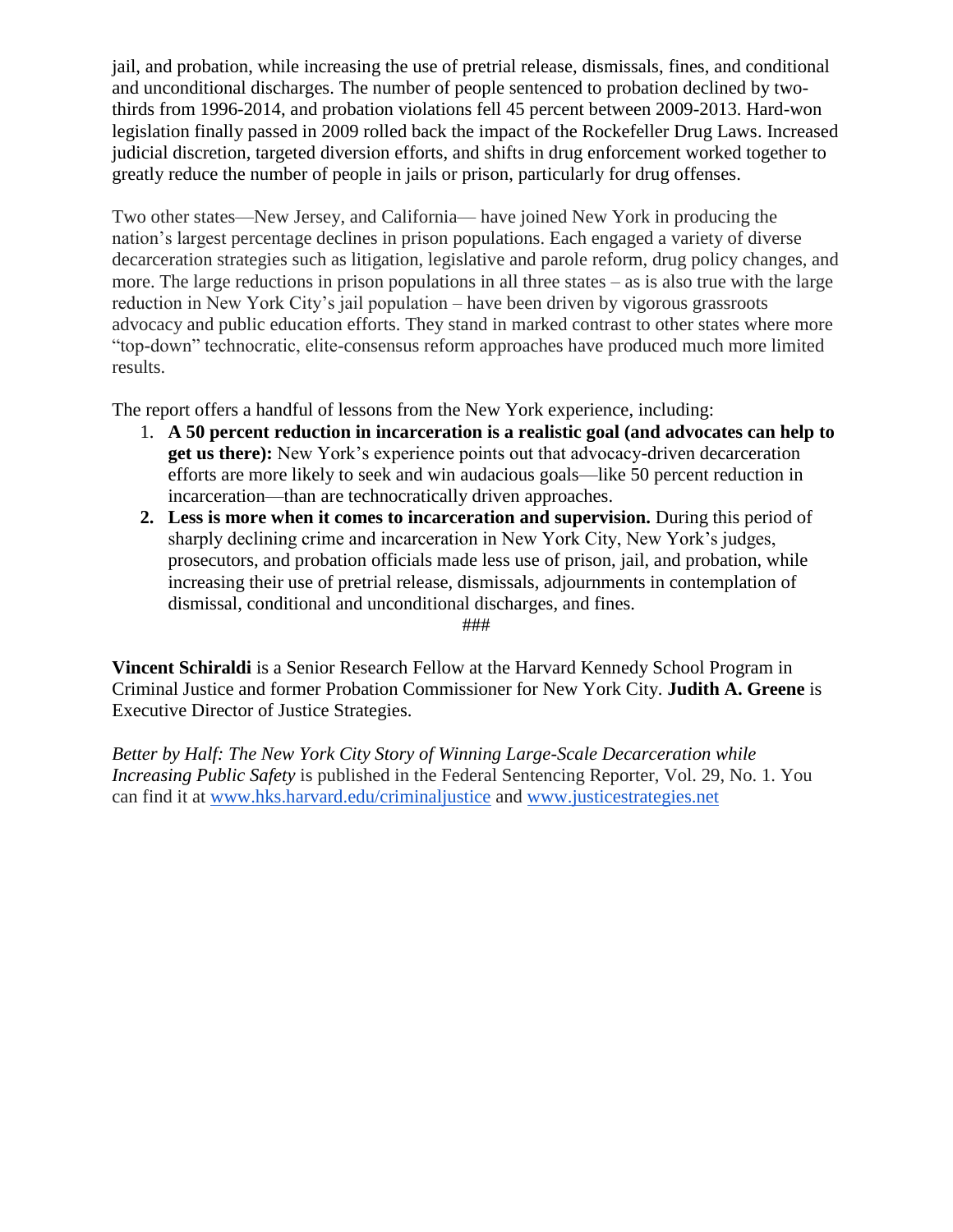jail, and probation, while increasing the use of pretrial release, dismissals, fines, and conditional and unconditional discharges. The number of people sentenced to probation declined by two-thirds from 1996-2014, and probation violations fell 45 percent between 2009-2013. Hard-won legislation finally passed in 2009 rolled back the impact of the Rockefeller Drug Laws. Increased judicial discretion, targeted diversion efforts, and shifts in drug enforcement worked together to greatly reduce the number of people in jails or prison, particularly for drug offenses.

Two other states—New Jersey, and California— have joined New York in producing the nation's largest percentage declines in prison populations. Each engaged a variety of diverse decarceration strategies such as litigation, legislative and parole reform, drug policy changes, and more. The large reductions in prison populations in all three states – as is also true with the large reduction in New York City's jail population – have been driven by vigorous grassroots advocacy and public education efforts. They stand in marked contrast to other states where more "top-down" technocratic, elite-consensus reform approaches have produced much more limited results.

The report offers a handful of lessons from the New York experience, including:

1. **A 50 percent reduction in incarceration is a realistic goal (and advocates can help to get us there):** New York's experience points out that advocacy-driven decarceration efforts are more likely to seek and win audacious goals—like 50 percent reduction in incarceration—than are technocratically driven approaches.
2. **Less is more when it comes to incarceration and supervision.** During this period of sharply declining crime and incarceration in New York City, New York's judges, prosecutors, and probation officials made less use of prison, jail, and probation, while increasing their use of pretrial release, dismissals, adjournments in contemplation of dismissal, conditional and unconditional discharges, and fines.

###

**Vincent Schiraldi** is a Senior Research Fellow at the Harvard Kennedy School Program in Criminal Justice and former Probation Commissioner for New York City. **Judith A. Greene** is Executive Director of Justice Strategies.

*Better by Half: The New York City Story of Winning Large-Scale Decarceration while Increasing Public Safety* is published in the Federal Sentencing Reporter, Vol. 29, No. 1. You can find it at www.hks.harvard.edu/criminaljustice and www.justicestrategies.net